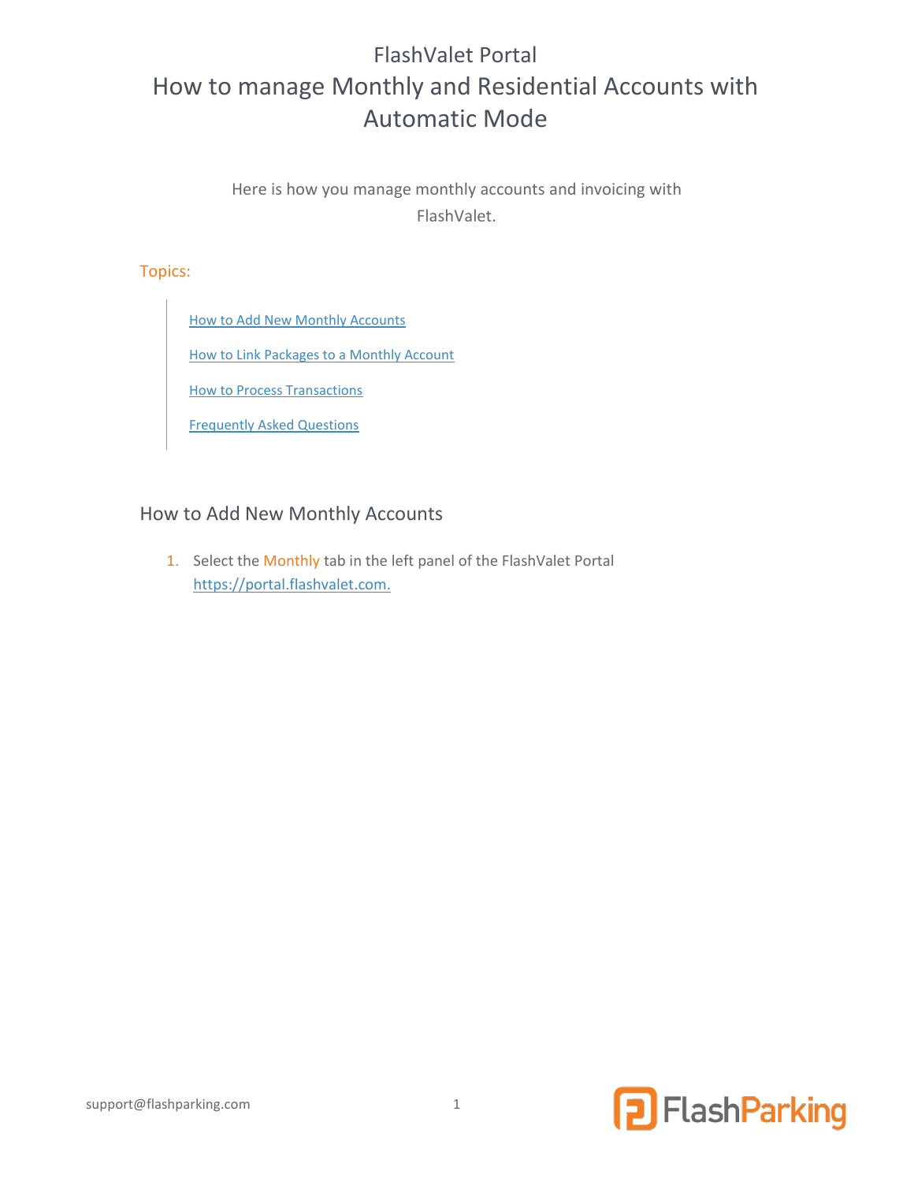# FlashValet Portal

# How to manage Monthly and Residential Accounts with Automatic Mode

Here is how you manage monthly accounts and invoicing with FlashValet.

**Topics:**

- [How to Add New Monthly Accounts](#how-to-add-new-monthly-accounts)
- [How to Link Packages to a Monthly Account](#)
- [How to Process Transactions](#)
- [Frequently Asked Questions](#)

## How to Add New Monthly Accounts

1. Select the Monthly tab in the left panel of the FlashValet Portal [https://portal.flashvalet.com.](https://portal.flashvalet.com)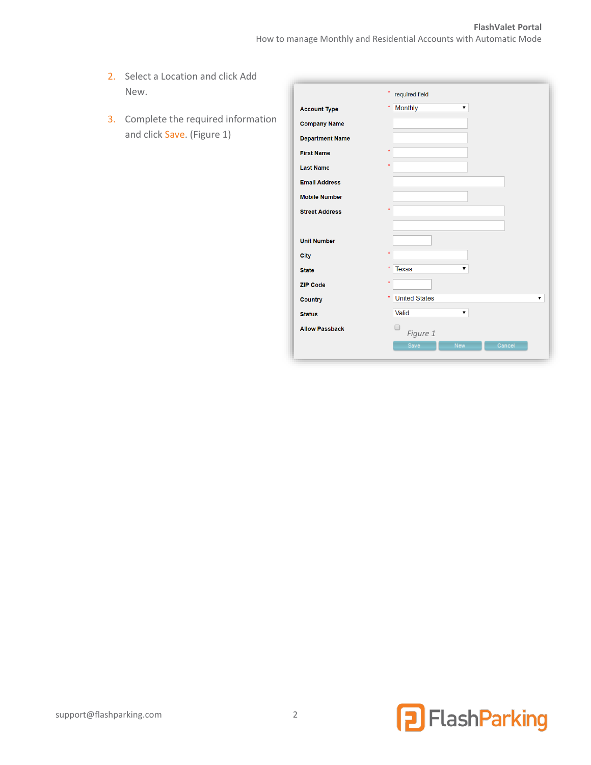2. Select a Location and click Add New.

3. Complete the required information and click Save. (Figure 1)

| | * required field |
|---|---|
| Account Type | * Monthly |
| Company Name | |
| Department Name | |
| First Name | * |
| Last Name | * |
| Email Address | |
| Mobile Number | |
| Street Address | * |
| | |
| Unit Number | |
| City | * |
| State | * Texas |
| ZIP Code | * |
| Country | * United States |
| Status | Valid |
| Allow Passback | ☐ |

Save | New | Cancel

*Figure 1*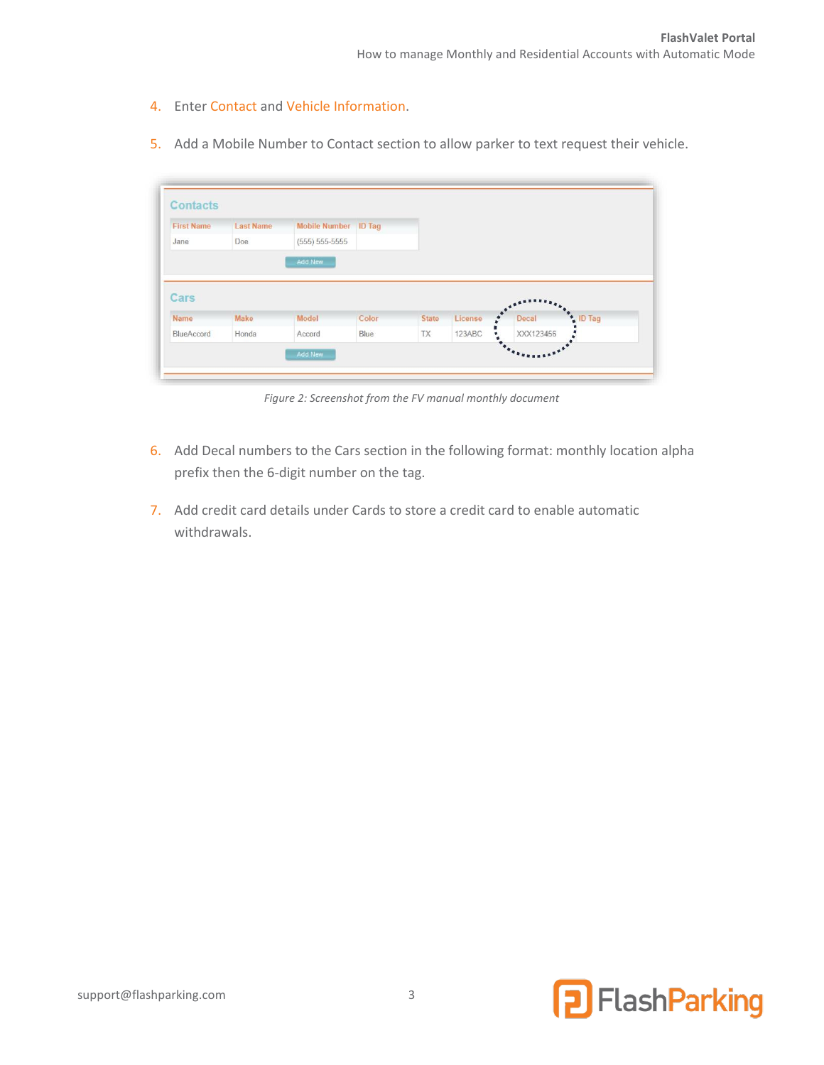4. Enter Contact and Vehicle Information.

5. Add a Mobile Number to Contact section to allow parker to text request their vehicle.

**Contacts**

| First Name | Last Name | Mobile Number | ID Tag |
| --- | --- | --- | --- |
| Jane | Doe | (555) 555-5555 | |

Add New

**Cars**

| Name | Make | Model | Color | State | License | Decal | ID Tag |
| --- | --- | --- | --- | --- | --- | --- | --- |
| BlueAccord | Honda | Accord | Blue | TX | 123ABC | XXX123456 | |

Add New

*Figure 2: Screenshot from the FV manual monthly document*

6. Add Decal numbers to the Cars section in the following format: monthly location alpha prefix then the 6-digit number on the tag.

7. Add credit card details under Cards to store a credit card to enable automatic withdrawals.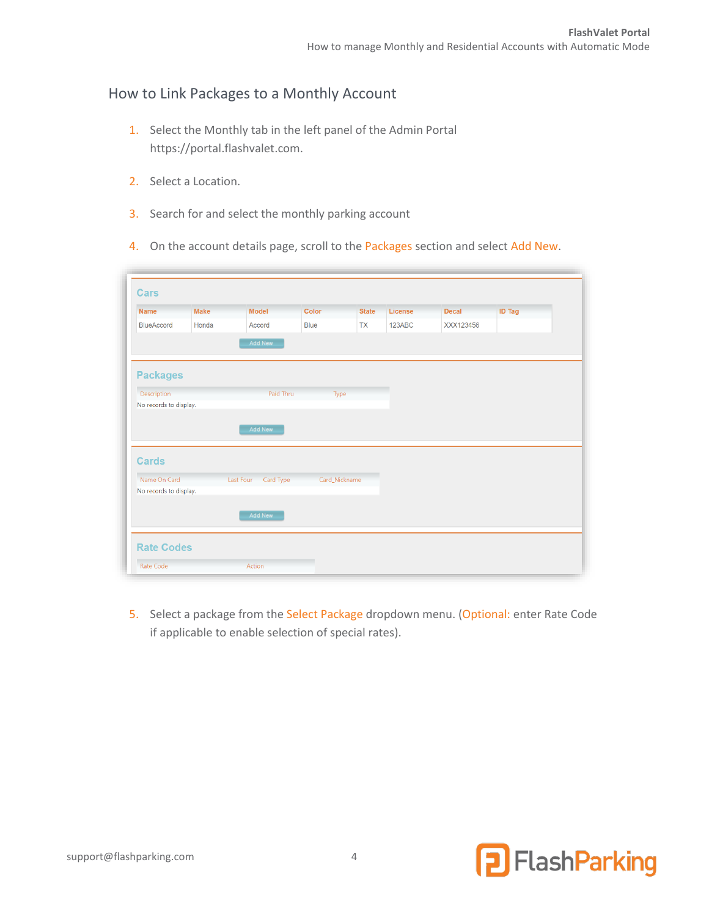## How to Link Packages to a Monthly Account

1. Select the Monthly tab in the left panel of the Admin Portal https://portal.flashvalet.com.
2. Select a Location.
3. Search for and select the monthly parking account
4. On the account details page, scroll to the Packages section and select Add New.

**Cars**

| Name | Make | Model | Color | State | License | Decal | ID Tag |
|---|---|---|---|---|---|---|---|
| BlueAccord | Honda | Accord | Blue | TX | 123ABC | XXX123456 | |

Add New

**Packages**

| Description | Paid Thru | Type |
|---|---|---|
| No records to display. | | |

Add New

**Cards**

| Name On Card | Last Four | Card Type | Card_Nickname |
|---|---|---|---|
| No records to display. | | | |

Add New

**Rate Codes**

| Rate Code | Action |
|---|---|

5. Select a package from the Select Package dropdown menu. (Optional: enter Rate Code if applicable to enable selection of special rates).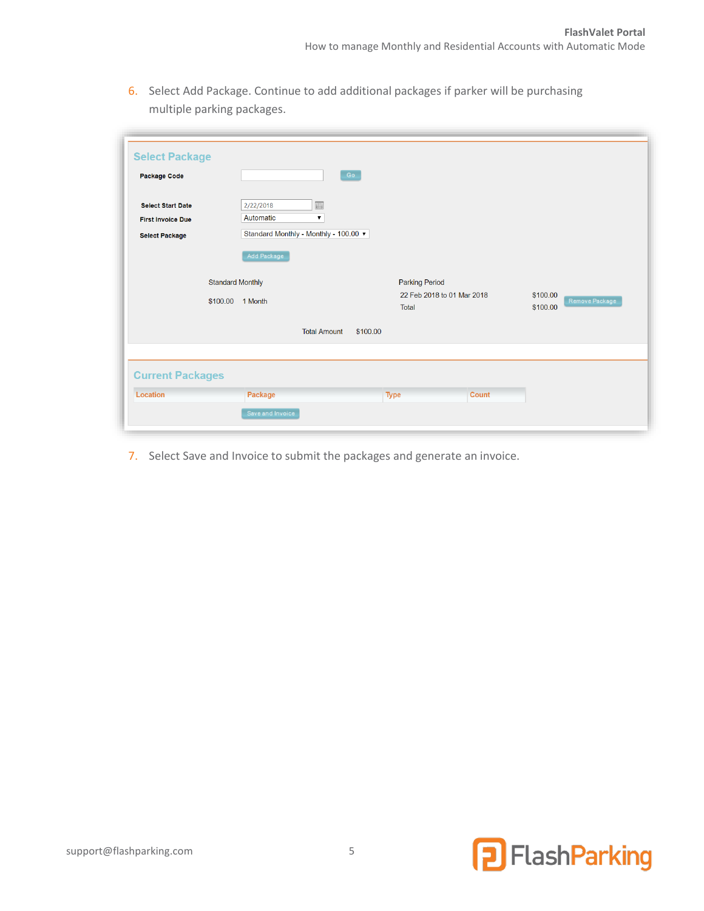6. Select Add Package. Continue to add additional packages if parker will be purchasing multiple parking packages.

**Select Package**

Package Code [ ] Go

Select Start Date 2/22/2018

First Invoice Due Automatic

Select Package Standard Monthly - Monthly - 100.00

Add Package

| Standard Monthly | | Parking Period | | |
|---|---|---|---|---|
| $100.00 | 1 Month | 22 Feb 2018 to 01 Mar 2018 | $100.00 | Remove Package |
| | | Total | $100.00 | |

Total Amount $100.00

**Current Packages**

| Location | Package | Type | Count |
|---|---|---|---|

Save and Invoice

7. Select Save and Invoice to submit the packages and generate an invoice.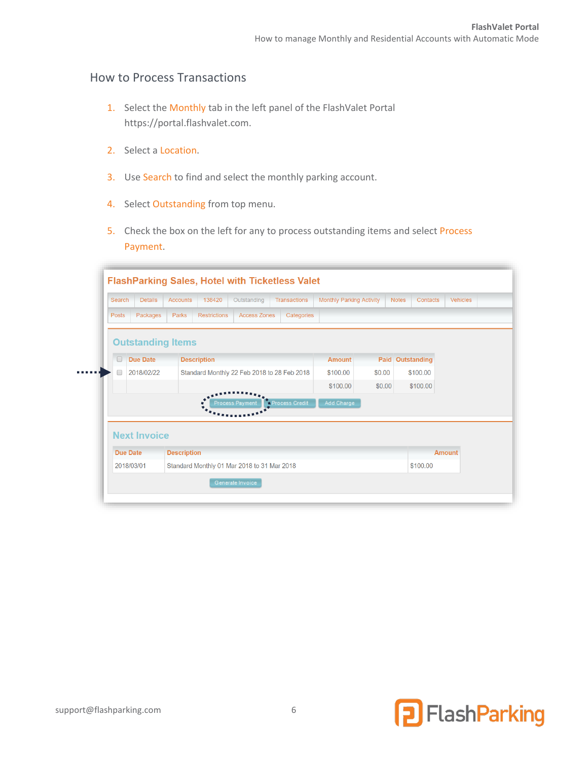## How to Process Transactions

1. Select the Monthly tab in the left panel of the FlashValet Portal https://portal.flashvalet.com.

2. Select a Location.

3. Use Search to find and select the monthly parking account.

4. Select Outstanding from top menu.

5. Check the box on the left for any to process outstanding items and select Process Payment.

**FlashParking Sales, Hotel with Ticketless Valet**

Search | Details | Accounts | 138420 | Outstanding | Transactions | Monthly Parking Activity | Notes | Contacts | Vehicles

Posts | Packages | Parks | Restrictions | Access Zones | Categories

**Outstanding Items**

| | Due Date | Description | Amount | Paid | Outstanding |
|---|---|---|---|---|---|
| ☐ | 2018/02/22 | Standard Monthly 22 Feb 2018 to 28 Feb 2018 | $100.00 | $0.00 | $100.00 |
| | | | $100.00 | $0.00 | $100.00 |

Process Payment | Process Credit | Add Charge

**Next Invoice**

| Due Date | Description | Amount |
|---|---|---|
| 2018/03/01 | Standard Monthly 01 Mar 2018 to 31 Mar 2018 | $100.00 |

Generate Invoice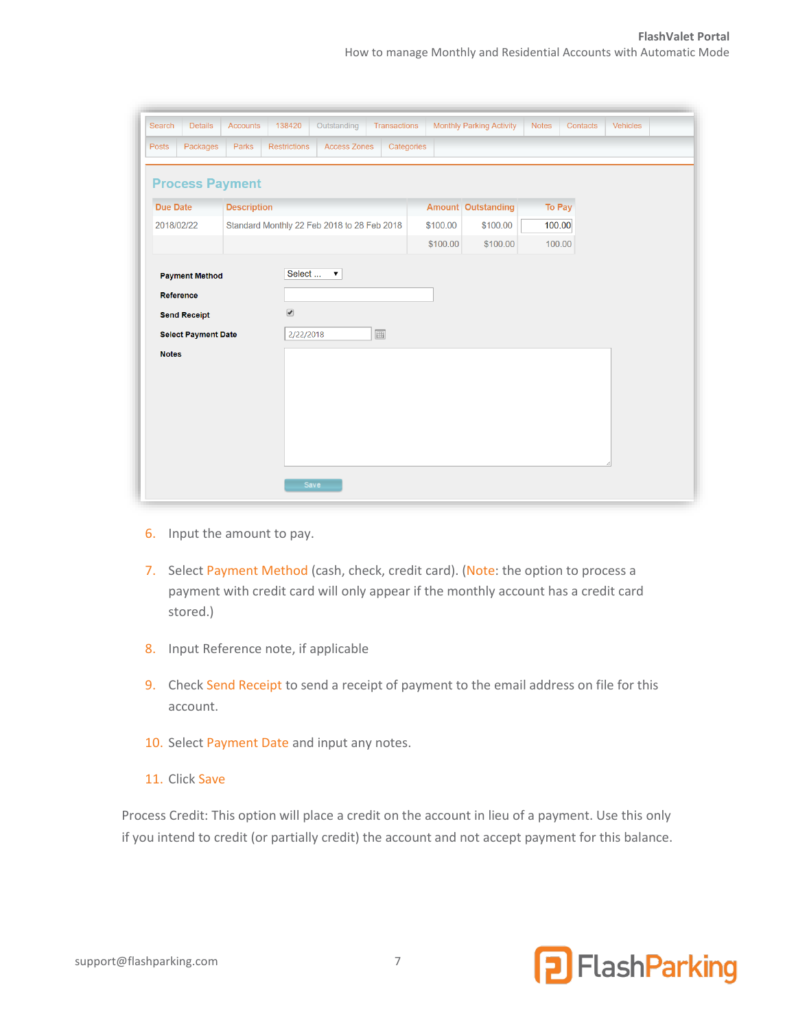| Search | Details | Accounts | 138420 | Outstanding | Transactions | Monthly Parking Activity | Notes | Contacts | Vehicles |
|---|---|---|---|---|---|---|---|---|---|
| Posts | Packages | Parks | Restrictions | Access Zones | Categories | | | | |

## Process Payment

| Due Date | Description | Amount | Outstanding | To Pay |
|---|---|---|---|---|
| 2018/02/22 | Standard Monthly 22 Feb 2018 to 28 Feb 2018 | $100.00 | $100.00 | 100.00 |
| | | $100.00 | $100.00 | 100.00 |

**Payment Method** Select ...

**Reference**

**Send Receipt** ☑

**Select Payment Date** 2/22/2018

**Notes**

Save

6. Input the amount to pay.
7. Select Payment Method (cash, check, credit card). (Note: the option to process a payment with credit card will only appear if the monthly account has a credit card stored.)
8. Input Reference note, if applicable
9. Check Send Receipt to send a receipt of payment to the email address on file for this account.
10. Select Payment Date and input any notes.
11. Click Save

Process Credit: This option will place a credit on the account in lieu of a payment. Use this only if you intend to credit (or partially credit) the account and not accept payment for this balance.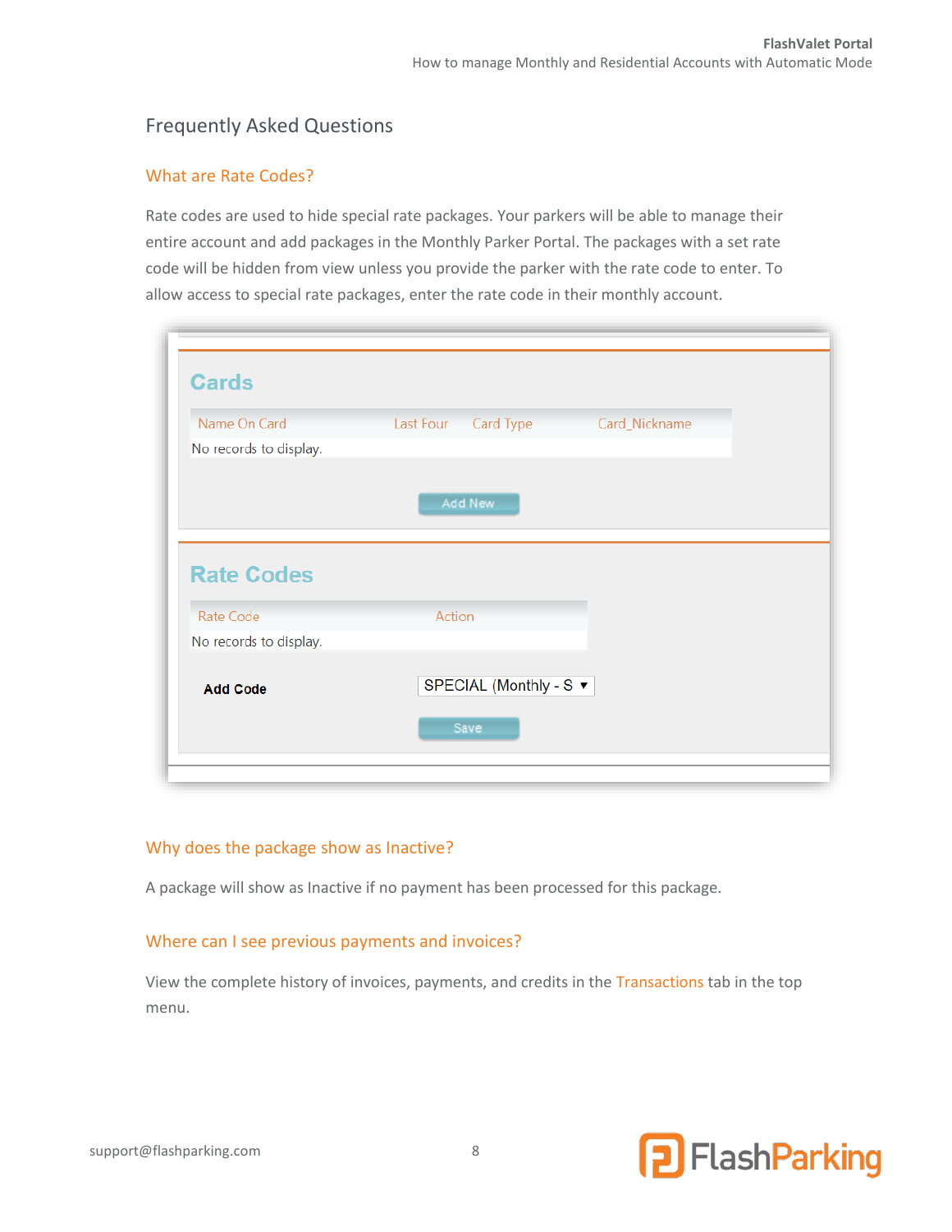## Frequently Asked Questions

### What are Rate Codes?

Rate codes are used to hide special rate packages. Your parkers will be able to manage their entire account and add packages in the Monthly Parker Portal. The packages with a set rate code will be hidden from view unless you provide the parker with the rate code to enter. To allow access to special rate packages, enter the rate code in their monthly account.

**Cards**

| Name On Card | Last Four | Card Type | Card_Nickname |
| --- | --- | --- | --- |
| No records to display. | | | |

Add New

**Rate Codes**

| Rate Code | Action |
| --- | --- |
| No records to display. | |

**Add Code** SPECIAL (Monthly - S ▼

Save

### Why does the package show as Inactive?

A package will show as Inactive if no payment has been processed for this package.

### Where can I see previous payments and invoices?

View the complete history of invoices, payments, and credits in the Transactions tab in the top menu.

support@flashparking.com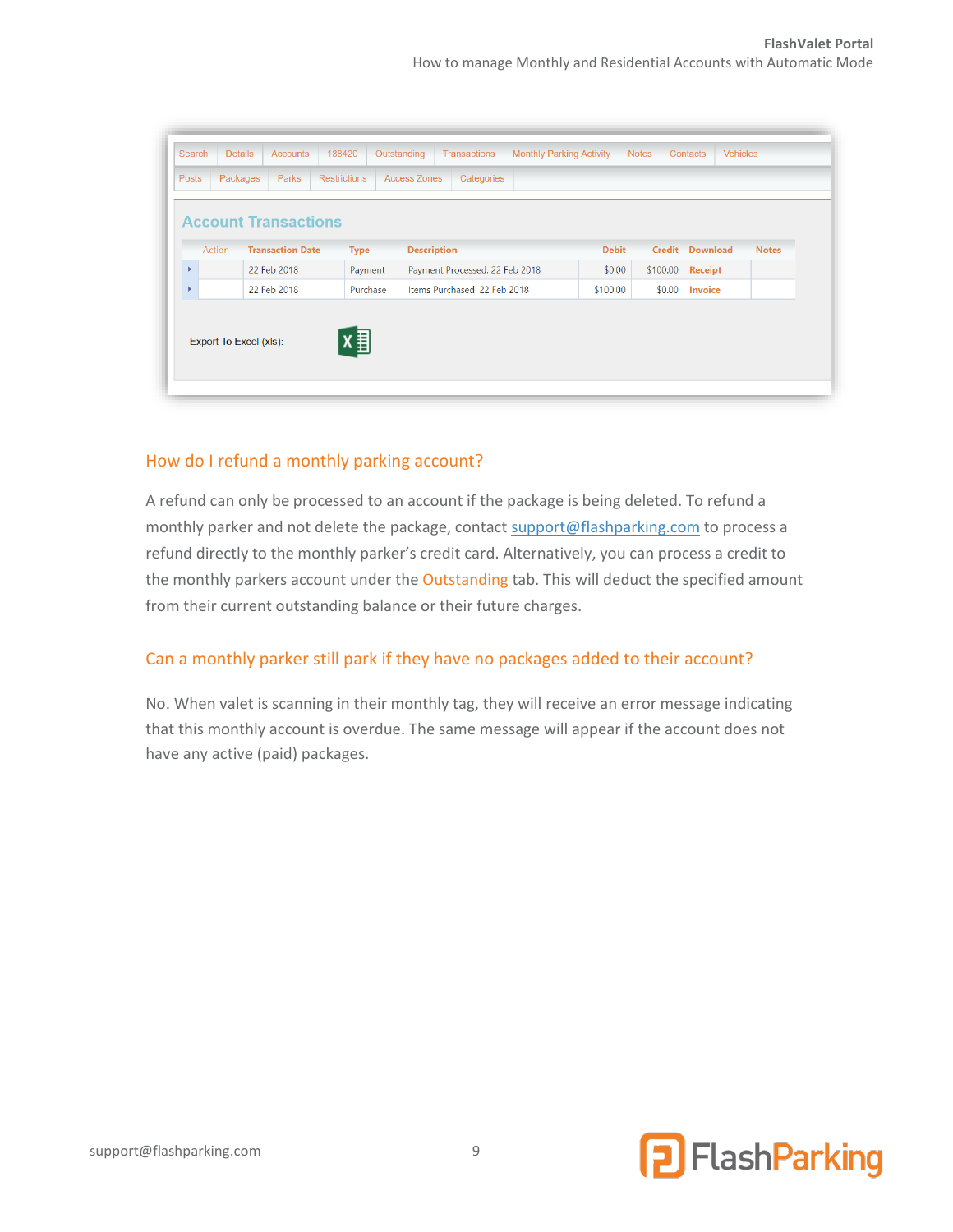| Search | Details | Accounts | 138420 | Outstanding | Transactions | Monthly Parking Activity | Notes | Contacts | Vehicles |
|---|---|---|---|---|---|---|---|---|---|
| Posts | Packages | Parks | Restrictions | Access Zones | Categories | | | | |

**Account Transactions**

| Action | Transaction Date | Type | Description | Debit | Credit | Download | Notes |
|---|---|---|---|---|---|---|---|
| | 22 Feb 2018 | Payment | Payment Processed: 22 Feb 2018 | $0.00 | $100.00 | Receipt | |
| | 22 Feb 2018 | Purchase | Items Purchased: 22 Feb 2018 | $100.00 | $0.00 | Invoice | |

Export To Excel (xls):

## How do I refund a monthly parking account?

A refund can only be processed to an account if the package is being deleted. To refund a monthly parker and not delete the package, contact support@flashparking.com to process a refund directly to the monthly parker's credit card. Alternatively, you can process a credit to the monthly parkers account under the Outstanding tab. This will deduct the specified amount from their current outstanding balance or their future charges.

## Can a monthly parker still park if they have no packages added to their account?

No. When valet is scanning in their monthly tag, they will receive an error message indicating that this monthly account is overdue. The same message will appear if the account does not have any active (paid) packages.